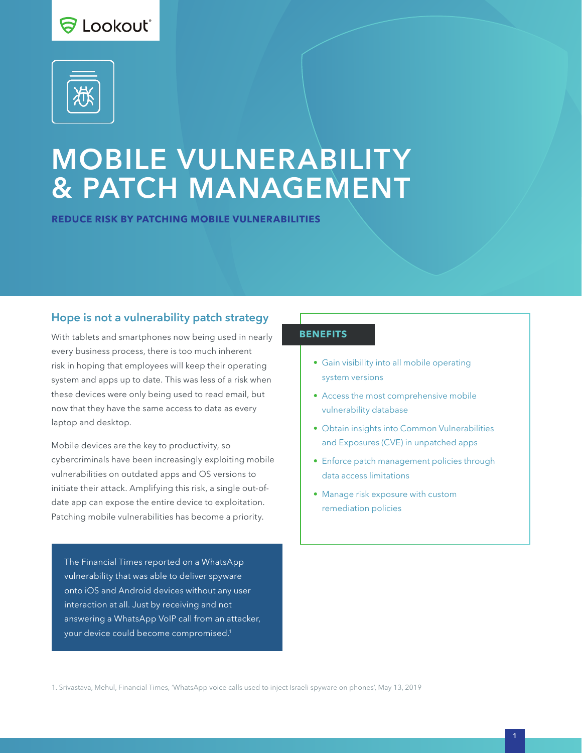Lookout

# MOBILE VULNERABILITY & PATCH MANAGEMENT

**REDUCE RISK BY PATCHING MOBILE VULNERABILITIES**

## Hope is not a vulnerability patch strategy

With tablets and smartphones now being used in nearly every business process, there is too much inherent risk in hoping that employees will keep their operating system and apps up to date. This was less of a risk when these devices were only being used to read email, but now that they have the same access to data as every laptop and desktop.

Mobile devices are the key to productivity, so cybercriminals have been increasingly exploiting mobile vulnerabilities on outdated apps and OS versions to initiate their attack. Amplifying this risk, a single out-of-date app can expose the entire device to exploitation. Patching mobile vulnerabilities has become a priority.

The Financial Times reported on a WhatsApp vulnerability that was able to deliver spyware onto iOS and Android devices without any user interaction at all. Just by receiving and not answering a WhatsApp VoIP call from an attacker, your device could become compromised.[1]

### BENEFITS

- Gain visibility into all mobile operating system versions
- Access the most comprehensive mobile vulnerability database
- Obtain insights into Common Vulnerabilities and Exposures (CVE) in unpatched apps
- Enforce patch management policies through data access limitations
- Manage risk exposure with custom remediation policies

1. Srivastava, Mehul, Financial Times, 'WhatsApp voice calls used to inject Israeli spyware on phones', May 13, 2019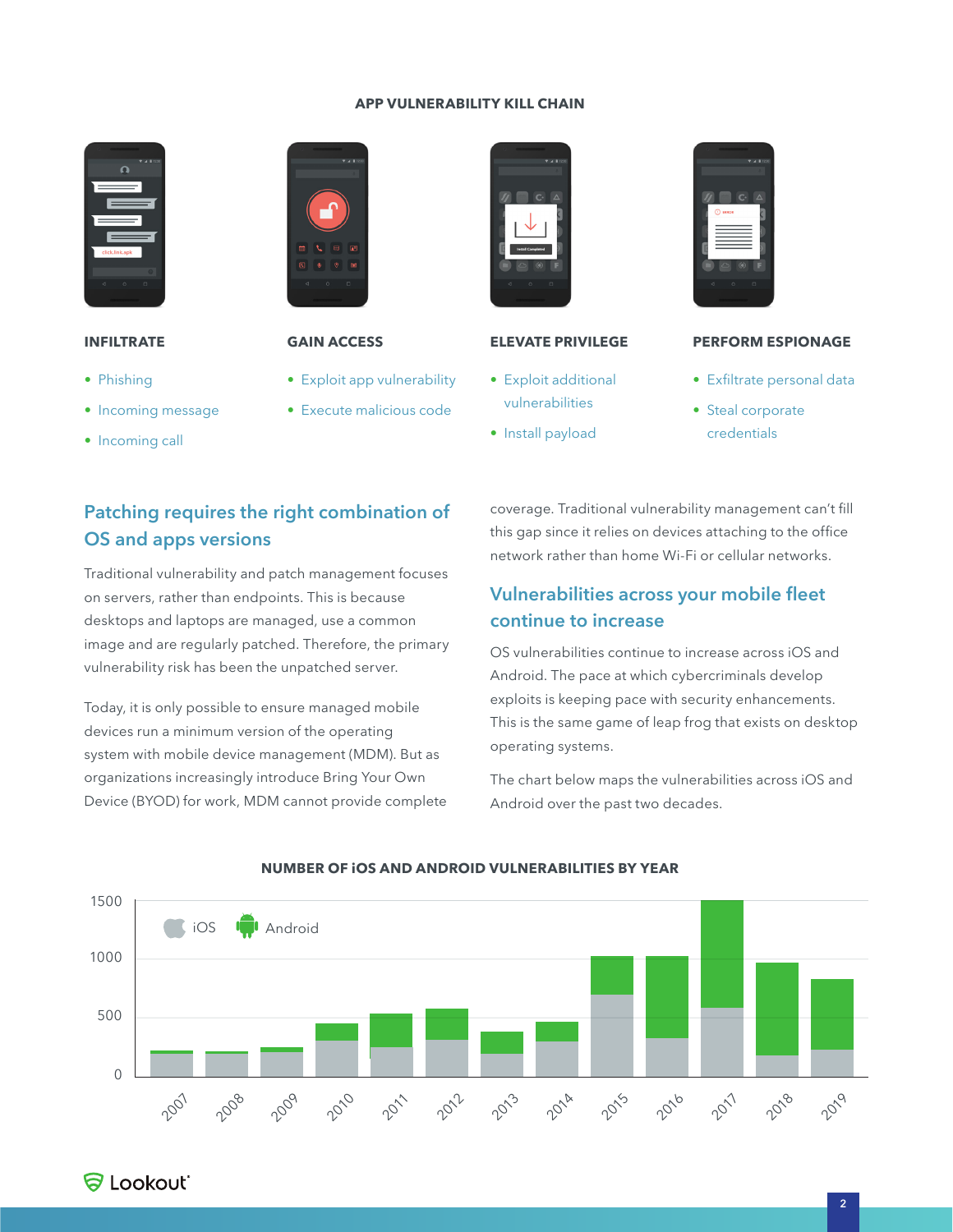## APP VULNERABILITY KILL CHAIN

### INFILTRATE

- Phishing
- Incoming message
- Incoming call

### GAIN ACCESS

- Exploit app vulnerability
- Execute malicious code

### ELEVATE PRIVILEGE

- Exploit additional vulnerabilities
- Install payload

### PERFORM ESPIONAGE

- Exfiltrate personal data
- Steal corporate credentials

## Patching requires the right combination of OS and apps versions

Traditional vulnerability and patch management focuses on servers, rather than endpoints. This is because desktops and laptops are managed, use a common image and are regularly patched. Therefore, the primary vulnerability risk has been the unpatched server.

Today, it is only possible to ensure managed mobile devices run a minimum version of the operating system with mobile device management (MDM). But as organizations increasingly introduce Bring Your Own Device (BYOD) for work, MDM cannot provide complete coverage. Traditional vulnerability management can't fill this gap since it relies on devices attaching to the office network rather than home Wi-Fi or cellular networks.

## Vulnerabilities across your mobile fleet continue to increase

OS vulnerabilities continue to increase across iOS and Android. The pace at which cybercriminals develop exploits is keeping pace with security enhancements. This is the same game of leap frog that exists on desktop operating systems.

The chart below maps the vulnerabilities across iOS and Android over the past two decades.

**NUMBER OF iOS AND ANDROID VULNERABILITIES BY YEAR**

Legend: iOS, Android

Y-axis: 0, 500, 1000, 1500

X-axis: 2007, 2008, 2009, 2010, 2011, 2012, 2013, 2014, 2015, 2016, 2017, 2018, 2019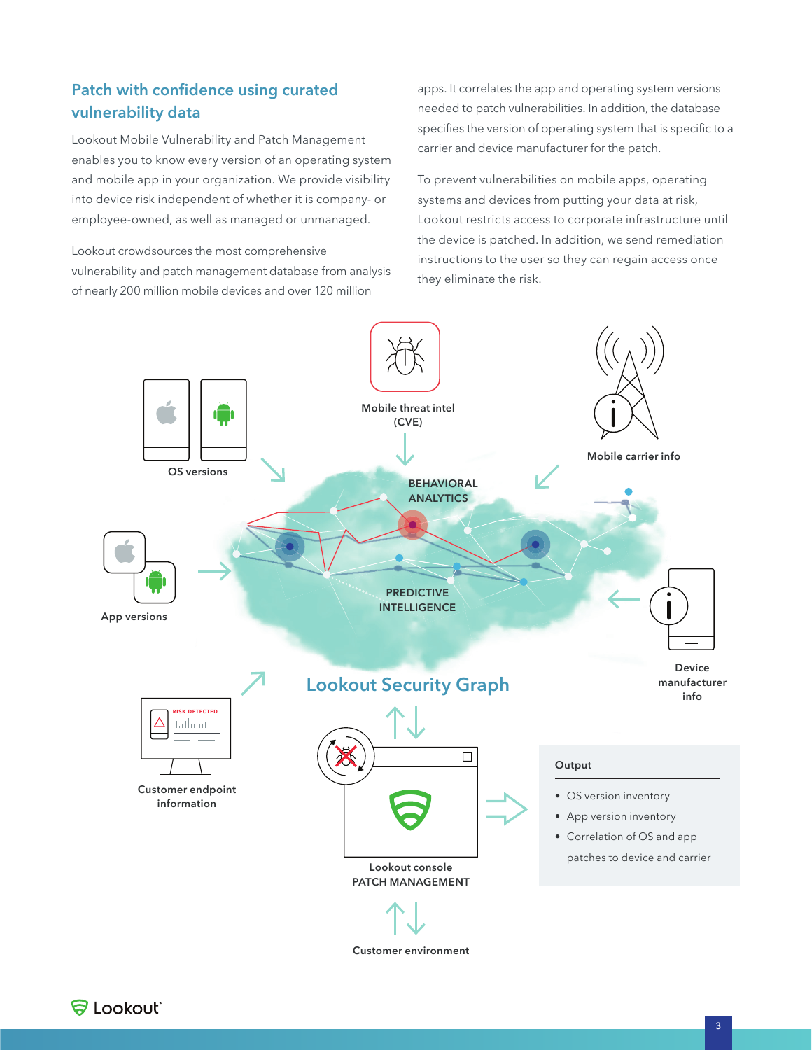## Patch with confidence using curated vulnerability data

Lookout Mobile Vulnerability and Patch Management enables you to know every version of an operating system and mobile app in your organization. We provide visibility into device risk independent of whether it is company- or employee-owned, as well as managed or unmanaged.

Lookout crowdsources the most comprehensive vulnerability and patch management database from analysis of nearly 200 million mobile devices and over 120 million apps. It correlates the app and operating system versions needed to patch vulnerabilities. In addition, the database specifies the version of operating system that is specific to a carrier and device manufacturer for the patch.

To prevent vulnerabilities on mobile apps, operating systems and devices from putting your data at risk, Lookout restricts access to corporate infrastructure until the device is patched. In addition, we send remediation instructions to the user so they can regain access once they eliminate the risk.

OS versions

Mobile threat intel (CVE)

Mobile carrier info

App versions

BEHAVIORAL ANALYTICS

PREDICTIVE INTELLIGENCE

Device manufacturer info

Lookout Security Graph

Customer endpoint information

RISK DETECTED

Lookout console PATCH MANAGEMENT

Customer environment

**Output**

- OS version inventory
- App version inventory
- Correlation of OS and app patches to device and carrier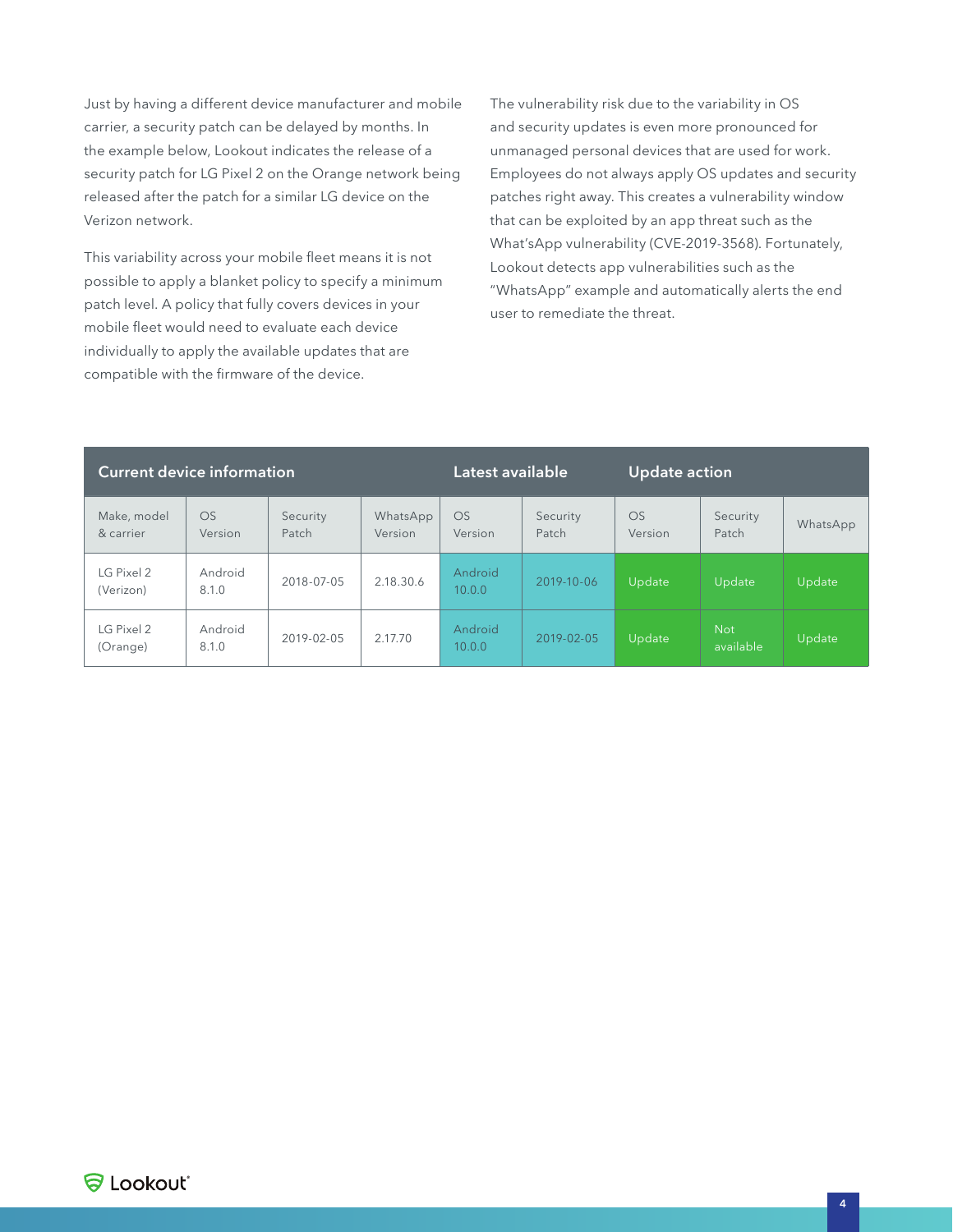Just by having a different device manufacturer and mobile carrier, a security patch can be delayed by months. In the example below, Lookout indicates the release of a security patch for LG Pixel 2 on the Orange network being released after the patch for a similar LG device on the Verizon network.

This variability across your mobile fleet means it is not possible to apply a blanket policy to specify a minimum patch level. A policy that fully covers devices in your mobile fleet would need to evaluate each device individually to apply the available updates that are compatible with the firmware of the device.

The vulnerability risk due to the variability in OS and security updates is even more pronounced for unmanaged personal devices that are used for work. Employees do not always apply OS updates and security patches right away. This creates a vulnerability window that can be exploited by an app threat such as the What'sApp vulnerability (CVE-2019-3568). Fortunately, Lookout detects app vulnerabilities such as the "WhatsApp" example and automatically alerts the end user to remediate the threat.

| Current device information | | | | Latest available | | Update action | | |
|---|---|---|---|---|---|---|---|---|
| Make, model & carrier | OS Version | Security Patch | WhatsApp Version | OS Version | Security Patch | OS Version | Security Patch | WhatsApp |
| LG Pixel 2 (Verizon) | Android 8.1.0 | 2018-07-05 | 2.18.30.6 | Android 10.0.0 | 2019-10-06 | Update | Update | Update |
| LG Pixel 2 (Orange) | Android 8.1.0 | 2019-02-05 | 2.17.70 | Android 10.0.0 | 2019-02-05 | Update | Not available | Update |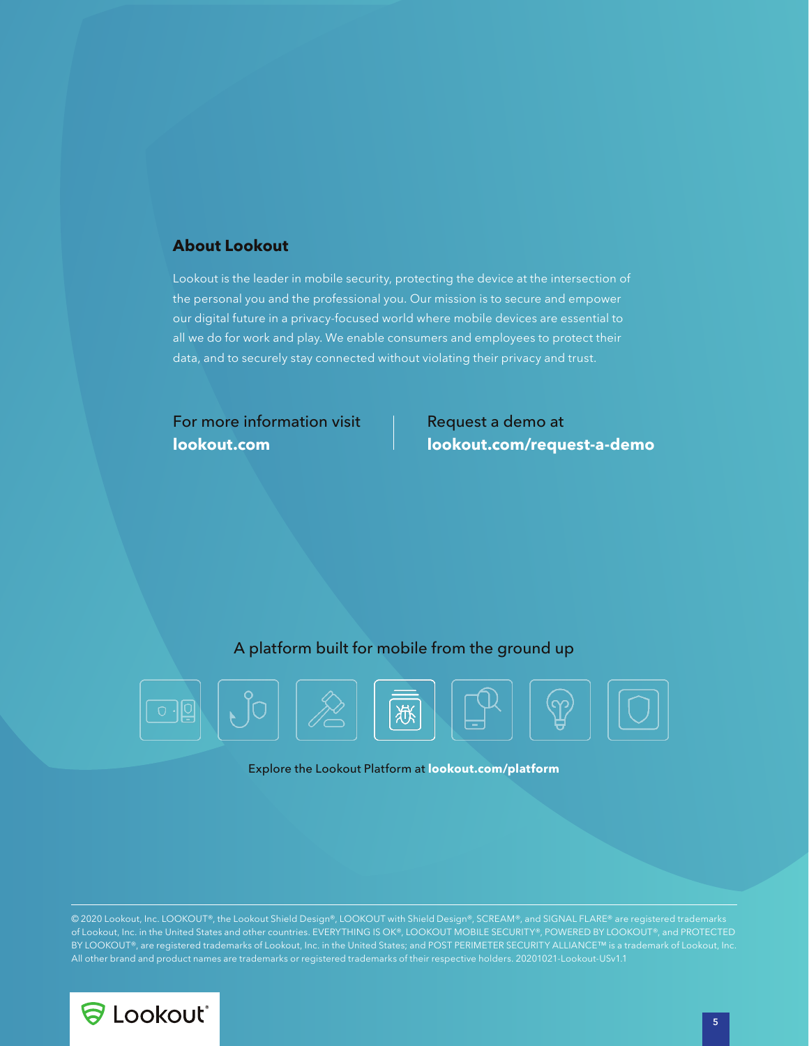## About Lookout

Lookout is the leader in mobile security, protecting the device at the intersection of the personal you and the professional you. Our mission is to secure and empower our digital future in a privacy-focused world where mobile devices are essential to all we do for work and play. We enable consumers and employees to protect their data, and to securely stay connected without violating their privacy and trust.

For more information visit **lookout.com**

Request a demo at **lookout.com/request-a-demo**

A platform built for mobile from the ground up

Explore the Lookout Platform at **lookout.com/platform**

© 2020 Lookout, Inc. LOOKOUT®, the Lookout Shield Design®, LOOKOUT with Shield Design®, SCREAM®, and SIGNAL FLARE® are registered trademarks of Lookout, Inc. in the United States and other countries. EVERYTHING IS OK®, LOOKOUT MOBILE SECURITY®, POWERED BY LOOKOUT®, and PROTECTED BY LOOKOUT®, are registered trademarks of Lookout, Inc. in the United States; and POST PERIMETER SECURITY ALLIANCE™ is a trademark of Lookout, Inc. All other brand and product names are trademarks or registered trademarks of their respective holders. 20201021-Lookout-USv1.1

Lookout®